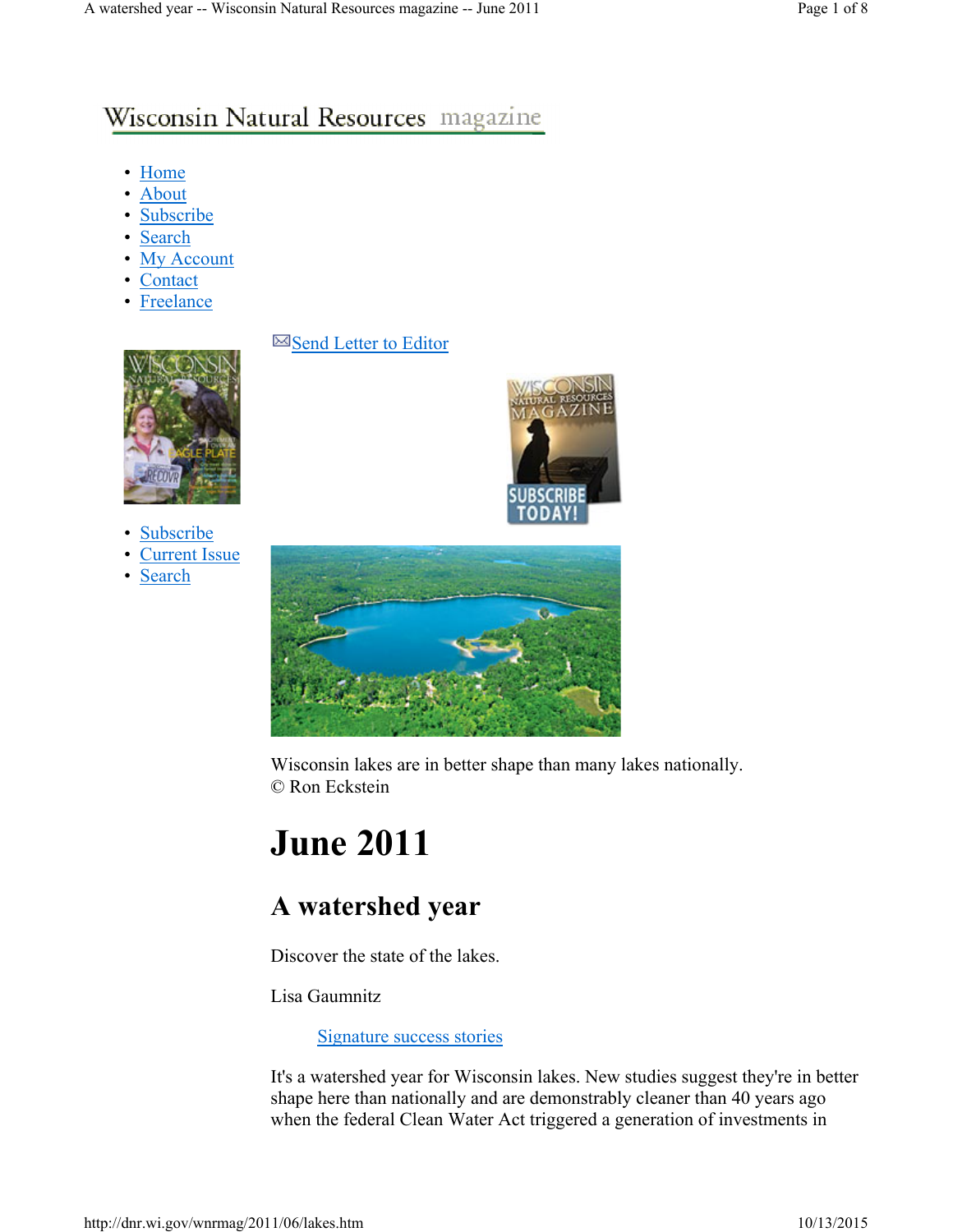Wisconsin Natural Resources magazine

- Home
- About
- Subscribe
- Search
- My Account
- Contact
- Freelance

Send Letter to Editor

- Subscribe
- Current Issue
- Search

Wisconsin lakes are in better shape than many lakes nationally.
© Ron Eckstein

# June 2011

## A watershed year

Discover the state of the lakes.

Lisa Gaumnitz

Signature success stories

It's a watershed year for Wisconsin lakes. New studies suggest they're in better shape here than nationally and are demonstrably cleaner than 40 years ago when the federal Clean Water Act triggered a generation of investments in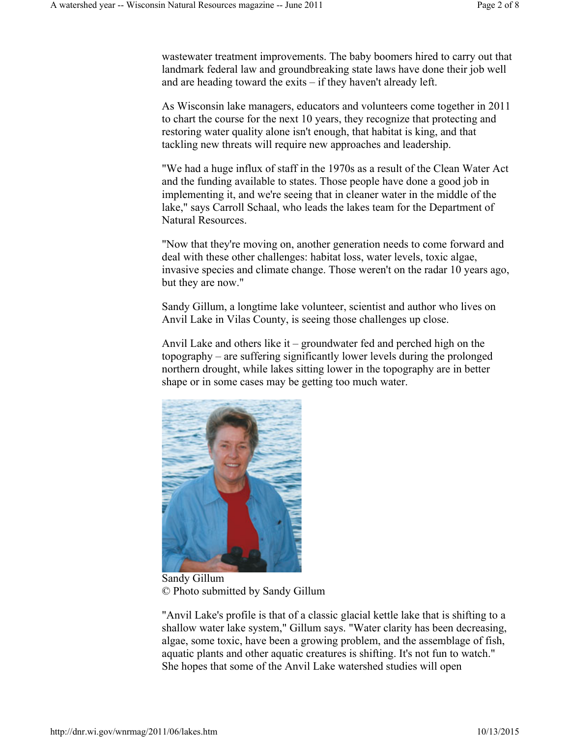wastewater treatment improvements. The baby boomers hired to carry out that landmark federal law and groundbreaking state laws have done their job well and are heading toward the exits – if they haven't already left.

As Wisconsin lake managers, educators and volunteers come together in 2011 to chart the course for the next 10 years, they recognize that protecting and restoring water quality alone isn't enough, that habitat is king, and that tackling new threats will require new approaches and leadership.

"We had a huge influx of staff in the 1970s as a result of the Clean Water Act and the funding available to states. Those people have done a good job in implementing it, and we're seeing that in cleaner water in the middle of the lake," says Carroll Schaal, who leads the lakes team for the Department of Natural Resources.

"Now that they're moving on, another generation needs to come forward and deal with these other challenges: habitat loss, water levels, toxic algae, invasive species and climate change. Those weren't on the radar 10 years ago, but they are now."

Sandy Gillum, a longtime lake volunteer, scientist and author who lives on Anvil Lake in Vilas County, is seeing those challenges up close.

Anvil Lake and others like it – groundwater fed and perched high on the topography – are suffering significantly lower levels during the prolonged northern drought, while lakes sitting lower in the topography are in better shape or in some cases may be getting too much water.

Sandy Gillum
© Photo submitted by Sandy Gillum

"Anvil Lake's profile is that of a classic glacial kettle lake that is shifting to a shallow water lake system," Gillum says. "Water clarity has been decreasing, algae, some toxic, have been a growing problem, and the assemblage of fish, aquatic plants and other aquatic creatures is shifting. It's not fun to watch." She hopes that some of the Anvil Lake watershed studies will open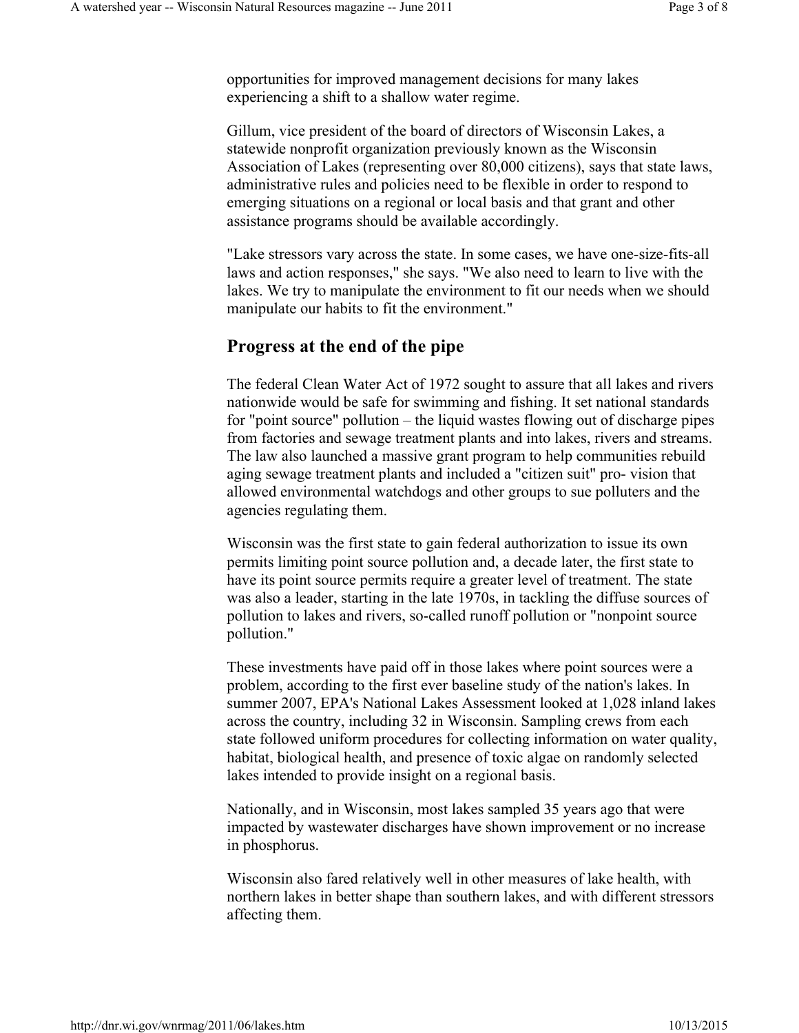opportunities for improved management decisions for many lakes experiencing a shift to a shallow water regime.

Gillum, vice president of the board of directors of Wisconsin Lakes, a statewide nonprofit organization previously known as the Wisconsin Association of Lakes (representing over 80,000 citizens), says that state laws, administrative rules and policies need to be flexible in order to respond to emerging situations on a regional or local basis and that grant and other assistance programs should be available accordingly.

"Lake stressors vary across the state. In some cases, we have one-size-fits-all laws and action responses," she says. "We also need to learn to live with the lakes. We try to manipulate the environment to fit our needs when we should manipulate our habits to fit the environment."

## Progress at the end of the pipe

The federal Clean Water Act of 1972 sought to assure that all lakes and rivers nationwide would be safe for swimming and fishing. It set national standards for "point source" pollution – the liquid wastes flowing out of discharge pipes from factories and sewage treatment plants and into lakes, rivers and streams. The law also launched a massive grant program to help communities rebuild aging sewage treatment plants and included a "citizen suit" pro- vision that allowed environmental watchdogs and other groups to sue polluters and the agencies regulating them.

Wisconsin was the first state to gain federal authorization to issue its own permits limiting point source pollution and, a decade later, the first state to have its point source permits require a greater level of treatment. The state was also a leader, starting in the late 1970s, in tackling the diffuse sources of pollution to lakes and rivers, so-called runoff pollution or "nonpoint source pollution."

These investments have paid off in those lakes where point sources were a problem, according to the first ever baseline study of the nation's lakes. In summer 2007, EPA's National Lakes Assessment looked at 1,028 inland lakes across the country, including 32 in Wisconsin. Sampling crews from each state followed uniform procedures for collecting information on water quality, habitat, biological health, and presence of toxic algae on randomly selected lakes intended to provide insight on a regional basis.

Nationally, and in Wisconsin, most lakes sampled 35 years ago that were impacted by wastewater discharges have shown improvement or no increase in phosphorus.

Wisconsin also fared relatively well in other measures of lake health, with northern lakes in better shape than southern lakes, and with different stressors affecting them.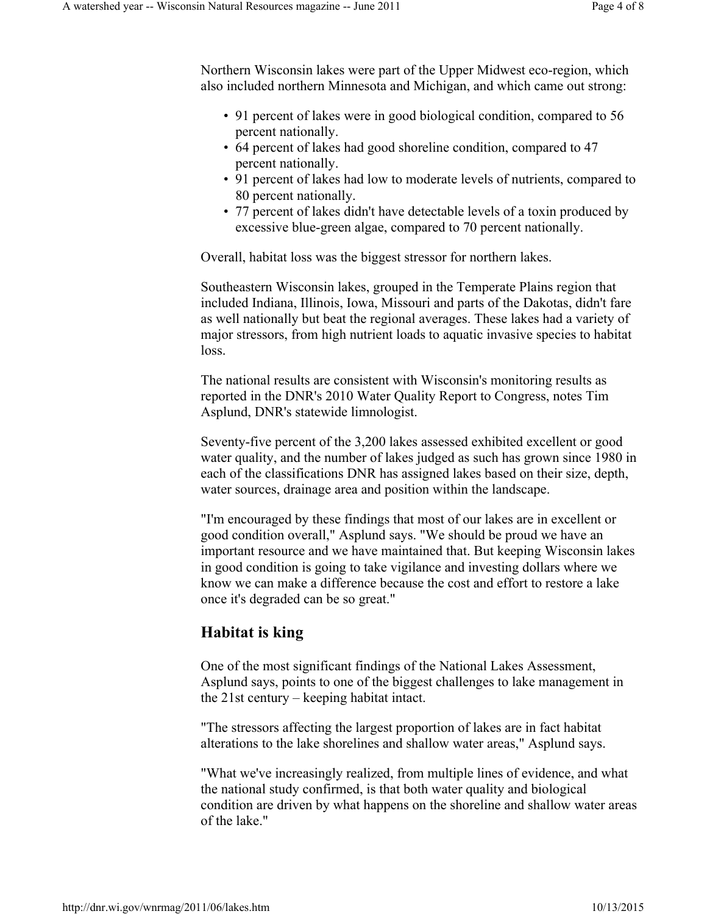Northern Wisconsin lakes were part of the Upper Midwest eco-region, which also included northern Minnesota and Michigan, and which came out strong:

- 91 percent of lakes were in good biological condition, compared to 56 percent nationally.
- 64 percent of lakes had good shoreline condition, compared to 47 percent nationally.
- 91 percent of lakes had low to moderate levels of nutrients, compared to 80 percent nationally.
- 77 percent of lakes didn't have detectable levels of a toxin produced by excessive blue-green algae, compared to 70 percent nationally.

Overall, habitat loss was the biggest stressor for northern lakes.

Southeastern Wisconsin lakes, grouped in the Temperate Plains region that included Indiana, Illinois, Iowa, Missouri and parts of the Dakotas, didn't fare as well nationally but beat the regional averages. These lakes had a variety of major stressors, from high nutrient loads to aquatic invasive species to habitat loss.

The national results are consistent with Wisconsin's monitoring results as reported in the DNR's 2010 Water Quality Report to Congress, notes Tim Asplund, DNR's statewide limnologist.

Seventy-five percent of the 3,200 lakes assessed exhibited excellent or good water quality, and the number of lakes judged as such has grown since 1980 in each of the classifications DNR has assigned lakes based on their size, depth, water sources, drainage area and position within the landscape.

"I'm encouraged by these findings that most of our lakes are in excellent or good condition overall," Asplund says. "We should be proud we have an important resource and we have maintained that. But keeping Wisconsin lakes in good condition is going to take vigilance and investing dollars where we know we can make a difference because the cost and effort to restore a lake once it's degraded can be so great."

## Habitat is king

One of the most significant findings of the National Lakes Assessment, Asplund says, points to one of the biggest challenges to lake management in the 21st century – keeping habitat intact.

"The stressors affecting the largest proportion of lakes are in fact habitat alterations to the lake shorelines and shallow water areas," Asplund says.

"What we've increasingly realized, from multiple lines of evidence, and what the national study confirmed, is that both water quality and biological condition are driven by what happens on the shoreline and shallow water areas of the lake."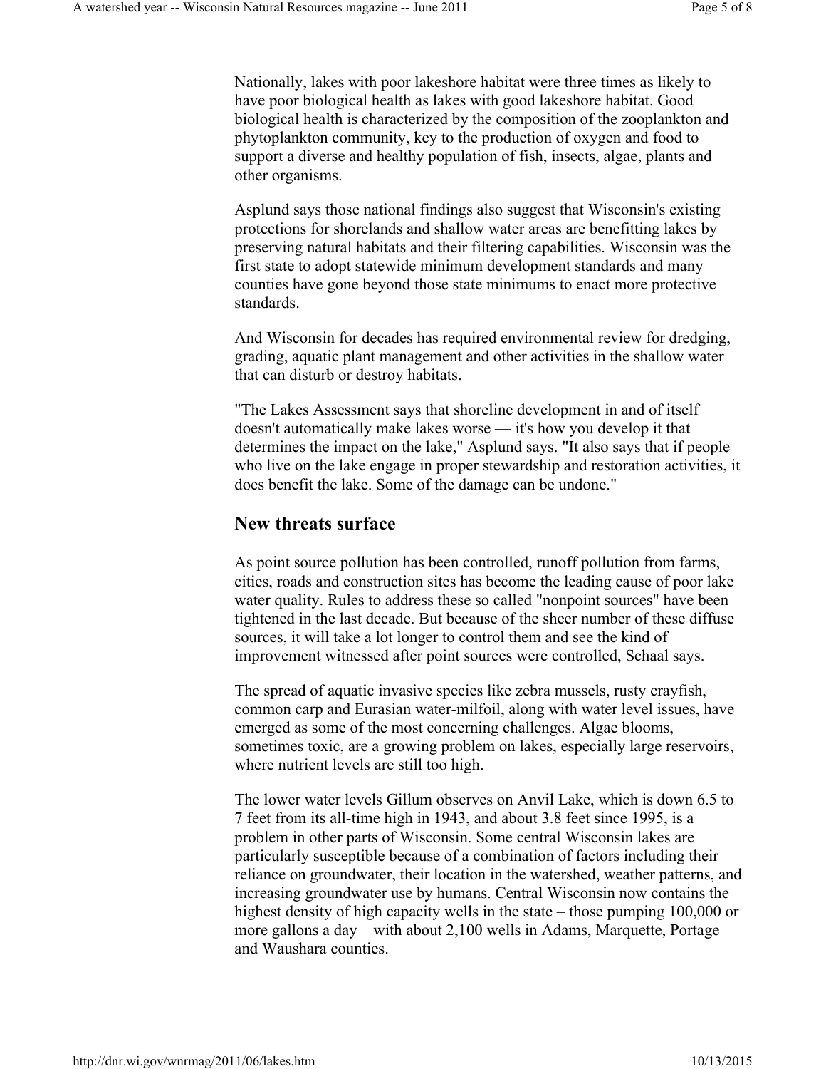Nationally, lakes with poor lakeshore habitat were three times as likely to have poor biological health as lakes with good lakeshore habitat. Good biological health is characterized by the composition of the zooplankton and phytoplankton community, key to the production of oxygen and food to support a diverse and healthy population of fish, insects, algae, plants and other organisms.

Asplund says those national findings also suggest that Wisconsin's existing protections for shorelands and shallow water areas are benefitting lakes by preserving natural habitats and their filtering capabilities. Wisconsin was the first state to adopt statewide minimum development standards and many counties have gone beyond those state minimums to enact more protective standards.

And Wisconsin for decades has required environmental review for dredging, grading, aquatic plant management and other activities in the shallow water that can disturb or destroy habitats.

"The Lakes Assessment says that shoreline development in and of itself doesn't automatically make lakes worse — it's how you develop it that determines the impact on the lake," Asplund says. "It also says that if people who live on the lake engage in proper stewardship and restoration activities, it does benefit the lake. Some of the damage can be undone."

## New threats surface

As point source pollution has been controlled, runoff pollution from farms, cities, roads and construction sites has become the leading cause of poor lake water quality. Rules to address these so called "nonpoint sources" have been tightened in the last decade. But because of the sheer number of these diffuse sources, it will take a lot longer to control them and see the kind of improvement witnessed after point sources were controlled, Schaal says.

The spread of aquatic invasive species like zebra mussels, rusty crayfish, common carp and Eurasian water-milfoil, along with water level issues, have emerged as some of the most concerning challenges. Algae blooms, sometimes toxic, are a growing problem on lakes, especially large reservoirs, where nutrient levels are still too high.

The lower water levels Gillum observes on Anvil Lake, which is down 6.5 to 7 feet from its all-time high in 1943, and about 3.8 feet since 1995, is a problem in other parts of Wisconsin. Some central Wisconsin lakes are particularly susceptible because of a combination of factors including their reliance on groundwater, their location in the watershed, weather patterns, and increasing groundwater use by humans. Central Wisconsin now contains the highest density of high capacity wells in the state – those pumping 100,000 or more gallons a day – with about 2,100 wells in Adams, Marquette, Portage and Waushara counties.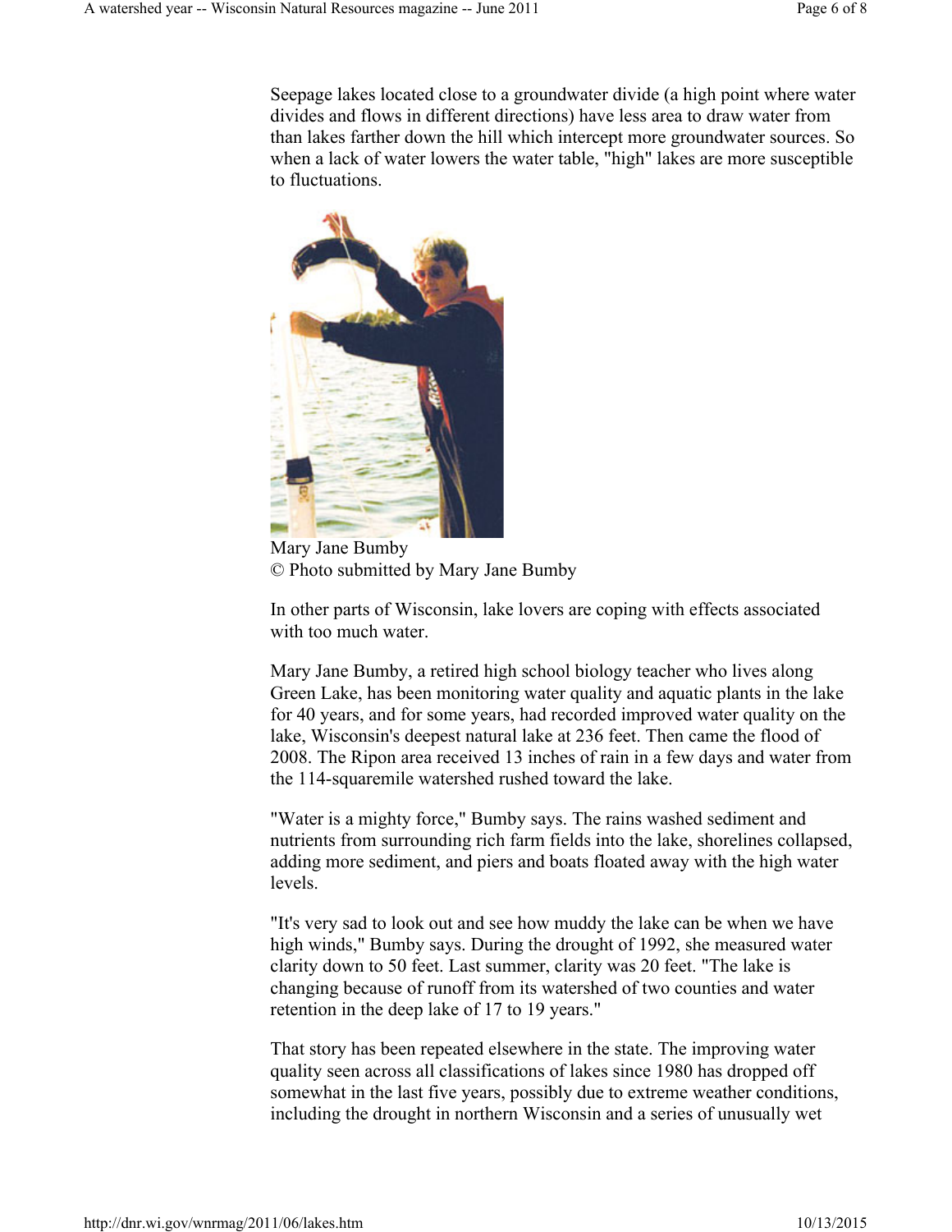Seepage lakes located close to a groundwater divide (a high point where water divides and flows in different directions) have less area to draw water from than lakes farther down the hill which intercept more groundwater sources. So when a lack of water lowers the water table, "high" lakes are more susceptible to fluctuations.

Mary Jane Bumby
© Photo submitted by Mary Jane Bumby

In other parts of Wisconsin, lake lovers are coping with effects associated with too much water.

Mary Jane Bumby, a retired high school biology teacher who lives along Green Lake, has been monitoring water quality and aquatic plants in the lake for 40 years, and for some years, had recorded improved water quality on the lake, Wisconsin's deepest natural lake at 236 feet. Then came the flood of 2008. The Ripon area received 13 inches of rain in a few days and water from the 114-squaremile watershed rushed toward the lake.

"Water is a mighty force," Bumby says. The rains washed sediment and nutrients from surrounding rich farm fields into the lake, shorelines collapsed, adding more sediment, and piers and boats floated away with the high water levels.

"It's very sad to look out and see how muddy the lake can be when we have high winds," Bumby says. During the drought of 1992, she measured water clarity down to 50 feet. Last summer, clarity was 20 feet. "The lake is changing because of runoff from its watershed of two counties and water retention in the deep lake of 17 to 19 years."

That story has been repeated elsewhere in the state. The improving water quality seen across all classifications of lakes since 1980 has dropped off somewhat in the last five years, possibly due to extreme weather conditions, including the drought in northern Wisconsin and a series of unusually wet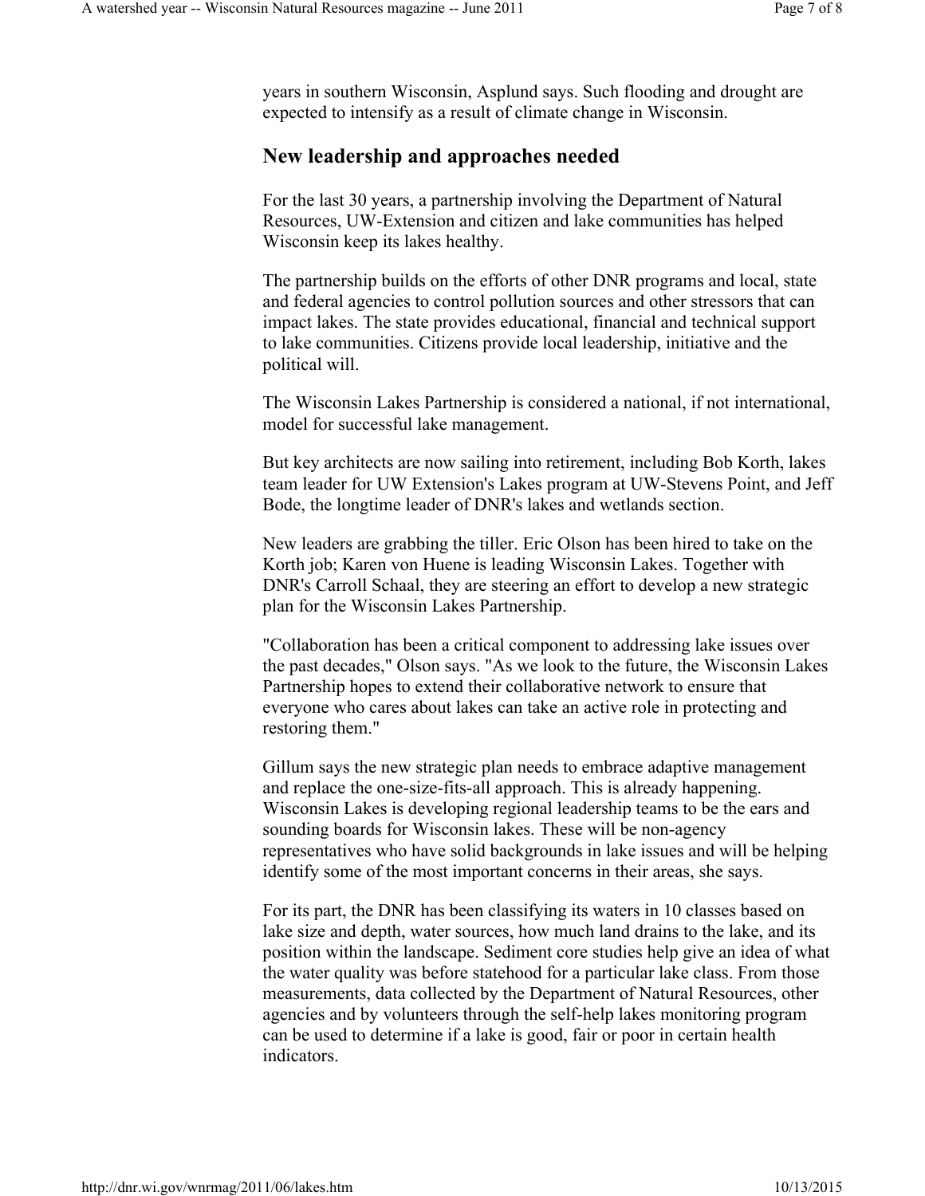years in southern Wisconsin, Asplund says. Such flooding and drought are expected to intensify as a result of climate change in Wisconsin.

## New leadership and approaches needed

For the last 30 years, a partnership involving the Department of Natural Resources, UW-Extension and citizen and lake communities has helped Wisconsin keep its lakes healthy.

The partnership builds on the efforts of other DNR programs and local, state and federal agencies to control pollution sources and other stressors that can impact lakes. The state provides educational, financial and technical support to lake communities. Citizens provide local leadership, initiative and the political will.

The Wisconsin Lakes Partnership is considered a national, if not international, model for successful lake management.

But key architects are now sailing into retirement, including Bob Korth, lakes team leader for UW Extension's Lakes program at UW-Stevens Point, and Jeff Bode, the longtime leader of DNR's lakes and wetlands section.

New leaders are grabbing the tiller. Eric Olson has been hired to take on the Korth job; Karen von Huene is leading Wisconsin Lakes. Together with DNR's Carroll Schaal, they are steering an effort to develop a new strategic plan for the Wisconsin Lakes Partnership.

"Collaboration has been a critical component to addressing lake issues over the past decades," Olson says. "As we look to the future, the Wisconsin Lakes Partnership hopes to extend their collaborative network to ensure that everyone who cares about lakes can take an active role in protecting and restoring them."

Gillum says the new strategic plan needs to embrace adaptive management and replace the one-size-fits-all approach. This is already happening. Wisconsin Lakes is developing regional leadership teams to be the ears and sounding boards for Wisconsin lakes. These will be non-agency representatives who have solid backgrounds in lake issues and will be helping identify some of the most important concerns in their areas, she says.

For its part, the DNR has been classifying its waters in 10 classes based on lake size and depth, water sources, how much land drains to the lake, and its position within the landscape. Sediment core studies help give an idea of what the water quality was before statehood for a particular lake class. From those measurements, data collected by the Department of Natural Resources, other agencies and by volunteers through the self-help lakes monitoring program can be used to determine if a lake is good, fair or poor in certain health indicators.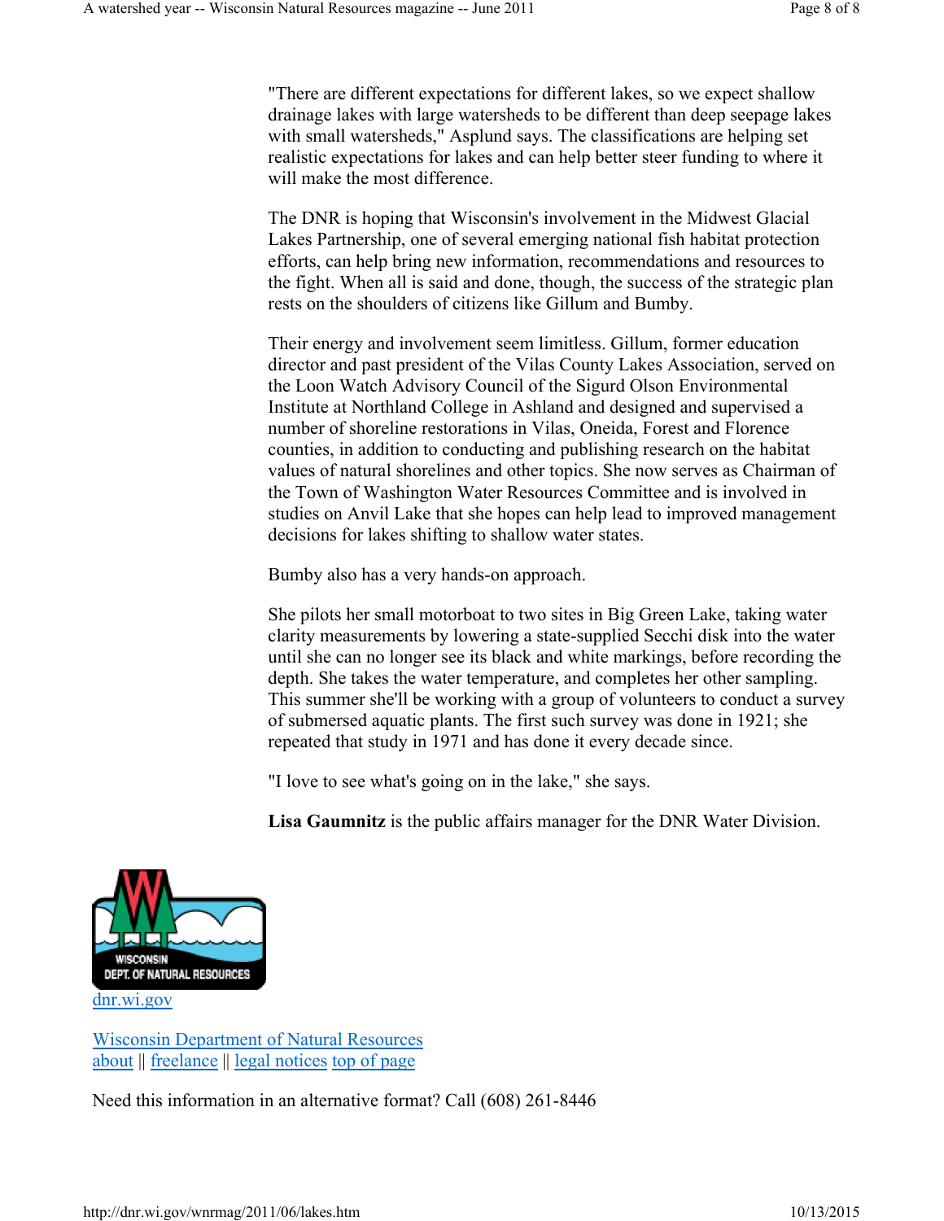"There are different expectations for different lakes, so we expect shallow drainage lakes with large watersheds to be different than deep seepage lakes with small watersheds," Asplund says. The classifications are helping set realistic expectations for lakes and can help better steer funding to where it will make the most difference.

The DNR is hoping that Wisconsin's involvement in the Midwest Glacial Lakes Partnership, one of several emerging national fish habitat protection efforts, can help bring new information, recommendations and resources to the fight. When all is said and done, though, the success of the strategic plan rests on the shoulders of citizens like Gillum and Bumby.

Their energy and involvement seem limitless. Gillum, former education director and past president of the Vilas County Lakes Association, served on the Loon Watch Advisory Council of the Sigurd Olson Environmental Institute at Northland College in Ashland and designed and supervised a number of shoreline restorations in Vilas, Oneida, Forest and Florence counties, in addition to conducting and publishing research on the habitat values of natural shorelines and other topics. She now serves as Chairman of the Town of Washington Water Resources Committee and is involved in studies on Anvil Lake that she hopes can help lead to improved management decisions for lakes shifting to shallow water states.

Bumby also has a very hands-on approach.

She pilots her small motorboat to two sites in Big Green Lake, taking water clarity measurements by lowering a state-supplied Secchi disk into the water until she can no longer see its black and white markings, before recording the depth. She takes the water temperature, and completes her other sampling. This summer she'll be working with a group of volunteers to conduct a survey of submersed aquatic plants. The first such survey was done in 1921; she repeated that study in 1971 and has done it every decade since.

"I love to see what's going on in the lake," she says.

**Lisa Gaumnitz** is the public affairs manager for the DNR Water Division.

WISCONSIN DEPT. OF NATURAL RESOURCES

dnr.wi.gov

Wisconsin Department of Natural Resources
about || freelance || legal notices top of page

Need this information in an alternative format? Call (608) 261-8446